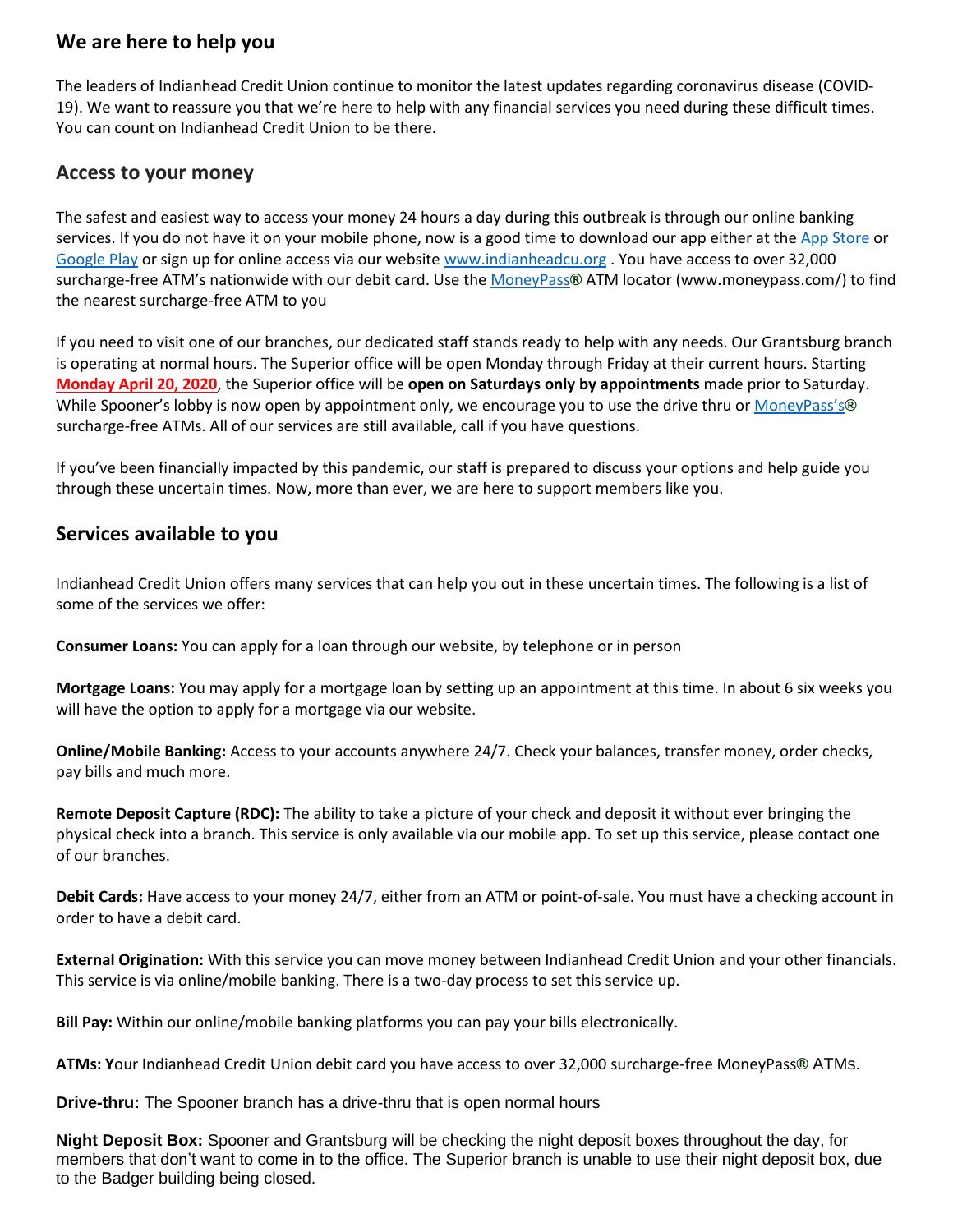## We are here to help you

The leaders of Indianhead Credit Union continue to monitor the latest updates regarding coronavirus disease (COVID-19). We want to reassure you that we're here to help with any financial services you need during these difficult times. You can count on Indianhead Credit Union to be there.

## Access to your money

The safest and easiest way to access your money 24 hours a day during this outbreak is through our online banking services. If you do not have it on your mobile phone, now is a good time to download our app either at the App Store or Google Play or sign up for online access via our website www.indianheadcu.org . You have access to over 32,000 surcharge-free ATM's nationwide with our debit card. Use the MoneyPass® ATM locator (www.moneypass.com/) to find the nearest surcharge-free ATM to you

If you need to visit one of our branches, our dedicated staff stands ready to help with any needs. Our Grantsburg branch is operating at normal hours. The Superior office will be open Monday through Friday at their current hours. Starting **Monday April 20, 2020**, the Superior office will be **open on Saturdays only by appointments** made prior to Saturday. While Spooner's lobby is now open by appointment only, we encourage you to use the drive thru or MoneyPass's® surcharge-free ATMs. All of our services are still available, call if you have questions.

If you've been financially impacted by this pandemic, our staff is prepared to discuss your options and help guide you through these uncertain times. Now, more than ever, we are here to support members like you.

## Services available to you

Indianhead Credit Union offers many services that can help you out in these uncertain times. The following is a list of some of the services we offer:

**Consumer Loans:** You can apply for a loan through our website, by telephone or in person

**Mortgage Loans:** You may apply for a mortgage loan by setting up an appointment at this time. In about 6 six weeks you will have the option to apply for a mortgage via our website.

**Online/Mobile Banking:** Access to your accounts anywhere 24/7. Check your balances, transfer money, order checks, pay bills and much more.

**Remote Deposit Capture (RDC):** The ability to take a picture of your check and deposit it without ever bringing the physical check into a branch. This service is only available via our mobile app. To set up this service, please contact one of our branches.

**Debit Cards:** Have access to your money 24/7, either from an ATM or point-of-sale. You must have a checking account in order to have a debit card.

**External Origination:** With this service you can move money between Indianhead Credit Union and your other financials. This service is via online/mobile banking. There is a two-day process to set this service up.

**Bill Pay:** Within our online/mobile banking platforms you can pay your bills electronically.

**ATMs: Y**our Indianhead Credit Union debit card you have access to over 32,000 surcharge-free MoneyPass® ATMs.

**Drive-thru:** The Spooner branch has a drive-thru that is open normal hours

**Night Deposit Box:** Spooner and Grantsburg will be checking the night deposit boxes throughout the day, for members that don't want to come in to the office. The Superior branch is unable to use their night deposit box, due to the Badger building being closed.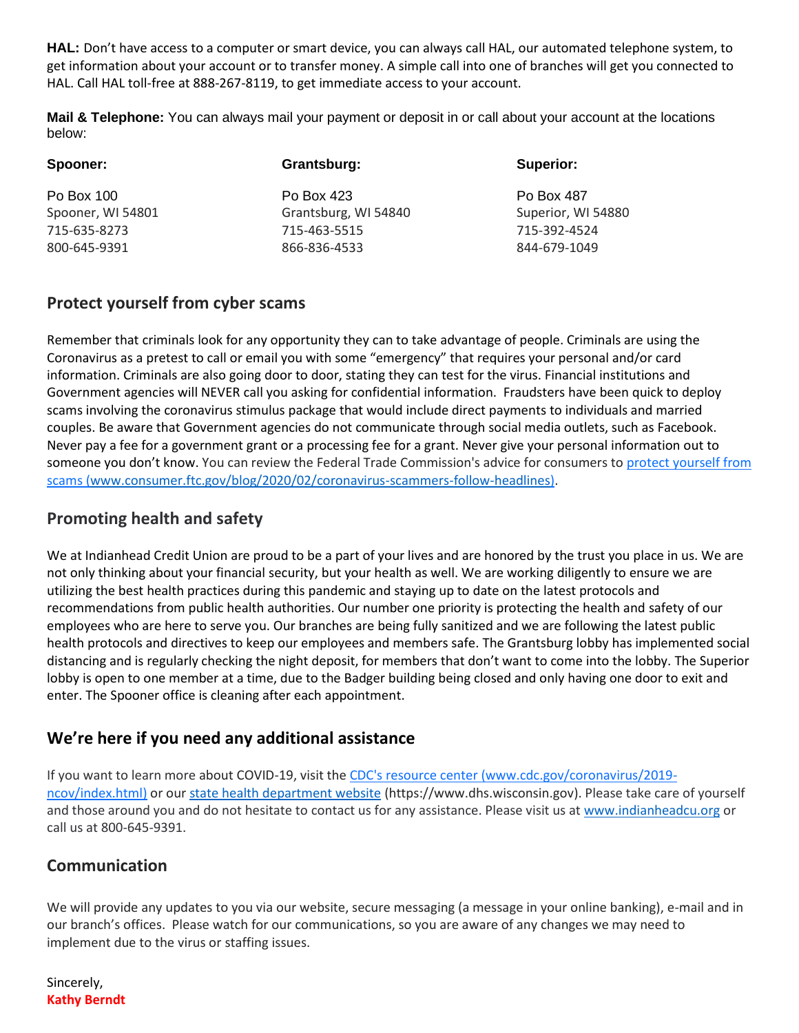**HAL:** Don't have access to a computer or smart device, you can always call HAL, our automated telephone system, to get information about your account or to transfer money. A simple call into one of branches will get you connected to HAL. Call HAL toll-free at 888-267-8119, to get immediate access to your account.

**Mail & Telephone:** You can always mail your payment or deposit in or call about your account at the locations below:

| **Spooner:** | **Grantsburg:** | **Superior:** |
|---|---|---|
| Po Box 100 | Po Box 423 | Po Box 487 |
| Spooner, WI 54801 | Grantsburg, WI 54840 | Superior, WI 54880 |
| 715-635-8273 | 715-463-5515 | 715-392-4524 |
| 800-645-9391 | 866-836-4533 | 844-679-1049 |

## Protect yourself from cyber scams

Remember that criminals look for any opportunity they can to take advantage of people. Criminals are using the Coronavirus as a pretest to call or email you with some "emergency" that requires your personal and/or card information. Criminals are also going door to door, stating they can test for the virus. Financial institutions and Government agencies will NEVER call you asking for confidential information. Fraudsters have been quick to deploy scams involving the coronavirus stimulus package that would include direct payments to individuals and married couples. Be aware that Government agencies do not communicate through social media outlets, such as Facebook. Never pay a fee for a government grant or a processing fee for a grant. Never give your personal information out to someone you don't know. You can review the Federal Trade Commission's advice for consumers to protect yourself from scams (www.consumer.ftc.gov/blog/2020/02/coronavirus-scammers-follow-headlines).

## Promoting health and safety

We at Indianhead Credit Union are proud to be a part of your lives and are honored by the trust you place in us. We are not only thinking about your financial security, but your health as well. We are working diligently to ensure we are utilizing the best health practices during this pandemic and staying up to date on the latest protocols and recommendations from public health authorities. Our number one priority is protecting the health and safety of our employees who are here to serve you. Our branches are being fully sanitized and we are following the latest public health protocols and directives to keep our employees and members safe. The Grantsburg lobby has implemented social distancing and is regularly checking the night deposit, for members that don't want to come into the lobby. The Superior lobby is open to one member at a time, due to the Badger building being closed and only having one door to exit and enter. The Spooner office is cleaning after each appointment.

## We're here if you need any additional assistance

If you want to learn more about COVID-19, visit the CDC's resource center (www.cdc.gov/coronavirus/2019-ncov/index.html) or our state health department website (https://www.dhs.wisconsin.gov). Please take care of yourself and those around you and do not hesitate to contact us for any assistance. Please visit us at www.indianheadcu.org or call us at 800-645-9391.

## Communication

We will provide any updates to you via our website, secure messaging (a message in your online banking), e-mail and in our branch's offices. Please watch for our communications, so you are aware of any changes we may need to implement due to the virus or staffing issues.

Sincerely,
**Kathy Berndt**